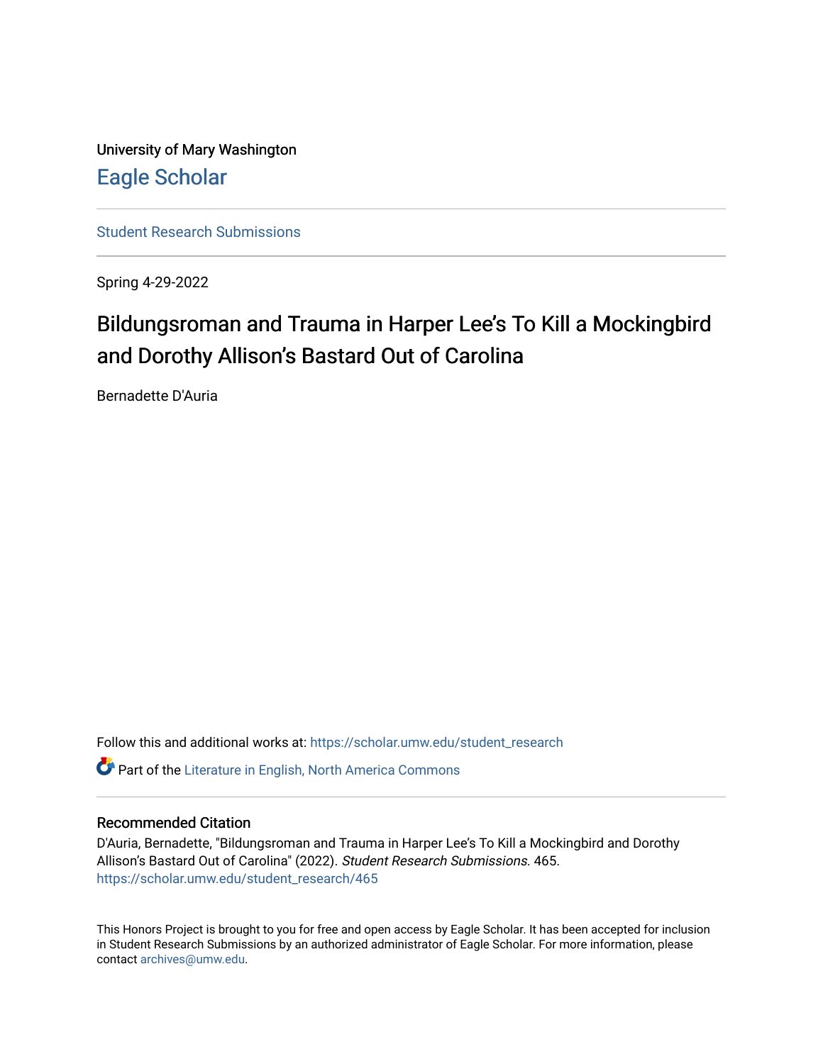University of Mary Washington

# Eagle Scholar

Student Research Submissions

Spring 4-29-2022

## Bildungsroman and Trauma in Harper Lee's To Kill a Mockingbird and Dorothy Allison's Bastard Out of Carolina

Bernadette D'Auria

Follow this and additional works at: https://scholar.umw.edu/student_research

Part of the Literature in English, North America Commons

### Recommended Citation

D'Auria, Bernadette, "Bildungsroman and Trauma in Harper Lee's To Kill a Mockingbird and Dorothy Allison's Bastard Out of Carolina" (2022). *Student Research Submissions*. 465.
https://scholar.umw.edu/student_research/465

This Honors Project is brought to you for free and open access by Eagle Scholar. It has been accepted for inclusion in Student Research Submissions by an authorized administrator of Eagle Scholar. For more information, please contact archives@umw.edu.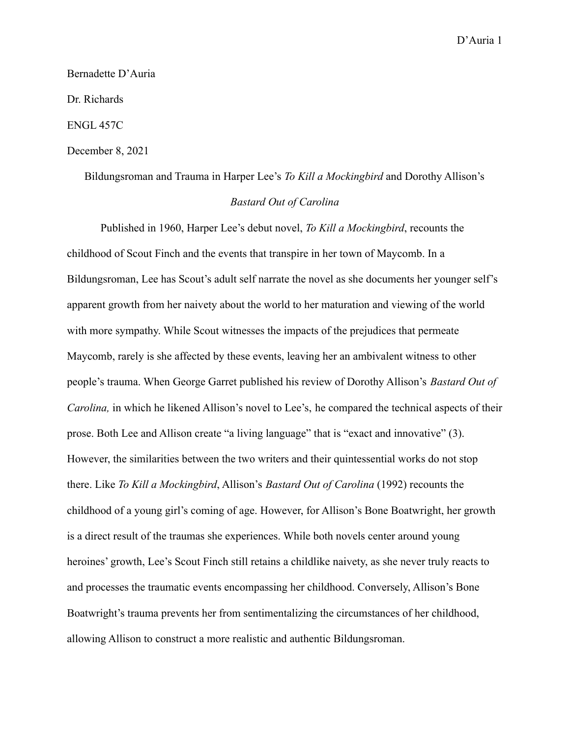Bernadette D'Auria

Dr. Richards

ENGL 457C

December 8, 2021

Bildungsroman and Trauma in Harper Lee's *To Kill a Mockingbird* and Dorothy Allison's *Bastard Out of Carolina*

Published in 1960, Harper Lee's debut novel, *To Kill a Mockingbird*, recounts the childhood of Scout Finch and the events that transpire in her town of Maycomb. In a Bildungsroman, Lee has Scout's adult self narrate the novel as she documents her younger self's apparent growth from her naivety about the world to her maturation and viewing of the world with more sympathy. While Scout witnesses the impacts of the prejudices that permeate Maycomb, rarely is she affected by these events, leaving her an ambivalent witness to other people's trauma. When George Garret published his review of Dorothy Allison's *Bastard Out of Carolina,* in which he likened Allison's novel to Lee's, he compared the technical aspects of their prose. Both Lee and Allison create "a living language" that is "exact and innovative" (3). However, the similarities between the two writers and their quintessential works do not stop there. Like *To Kill a Mockingbird*, Allison's *Bastard Out of Carolina* (1992) recounts the childhood of a young girl's coming of age. However, for Allison's Bone Boatwright, her growth is a direct result of the traumas she experiences. While both novels center around young heroines' growth, Lee's Scout Finch still retains a childlike naivety, as she never truly reacts to and processes the traumatic events encompassing her childhood. Conversely, Allison's Bone Boatwright's trauma prevents her from sentimentalizing the circumstances of her childhood, allowing Allison to construct a more realistic and authentic Bildungsroman.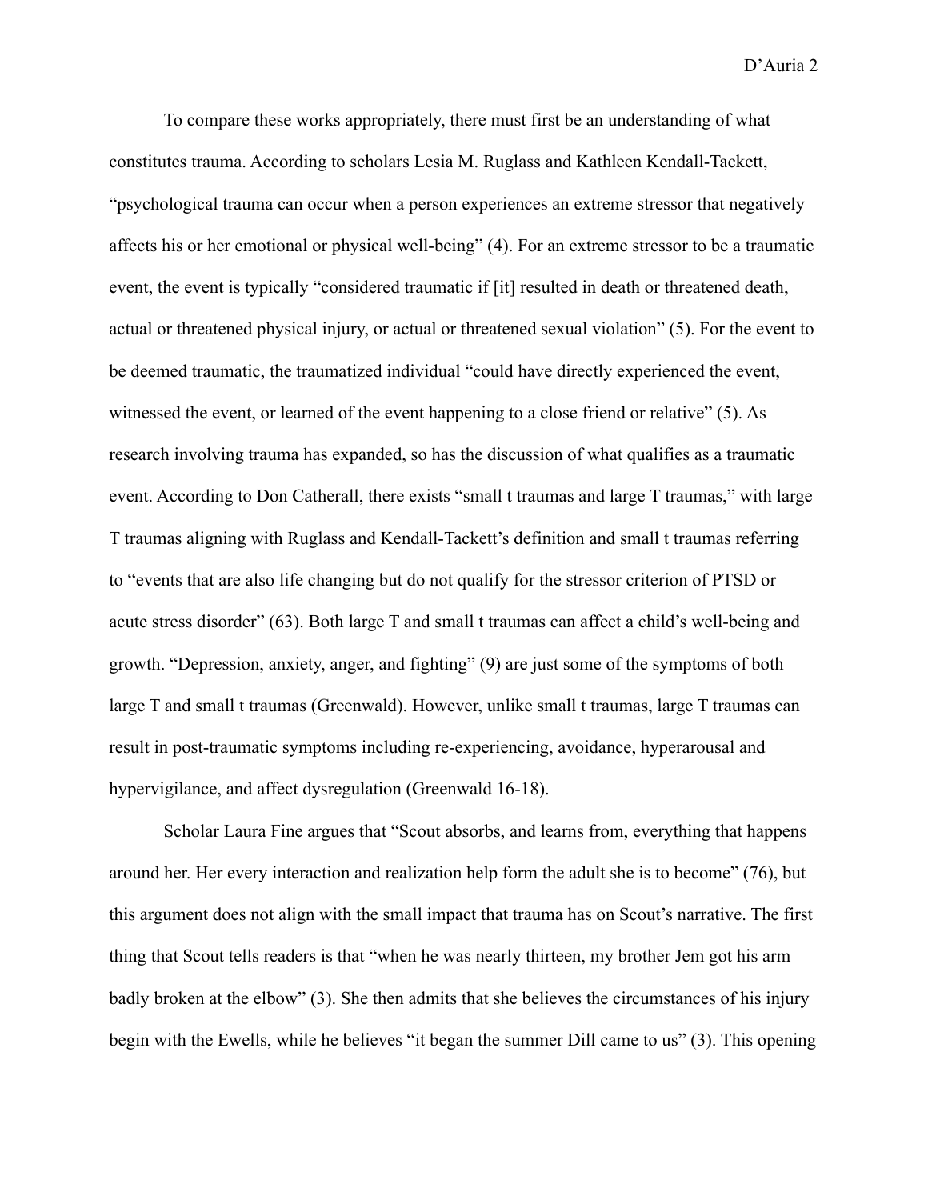To compare these works appropriately, there must first be an understanding of what constitutes trauma. According to scholars Lesia M. Ruglass and Kathleen Kendall-Tackett, "psychological trauma can occur when a person experiences an extreme stressor that negatively affects his or her emotional or physical well-being" (4). For an extreme stressor to be a traumatic event, the event is typically "considered traumatic if [it] resulted in death or threatened death, actual or threatened physical injury, or actual or threatened sexual violation" (5). For the event to be deemed traumatic, the traumatized individual "could have directly experienced the event, witnessed the event, or learned of the event happening to a close friend or relative" (5). As research involving trauma has expanded, so has the discussion of what qualifies as a traumatic event. According to Don Catherall, there exists "small t traumas and large T traumas," with large T traumas aligning with Ruglass and Kendall-Tackett's definition and small t traumas referring to "events that are also life changing but do not qualify for the stressor criterion of PTSD or acute stress disorder" (63). Both large T and small t traumas can affect a child's well-being and growth. "Depression, anxiety, anger, and fighting" (9) are just some of the symptoms of both large T and small t traumas (Greenwald). However, unlike small t traumas, large T traumas can result in post-traumatic symptoms including re-experiencing, avoidance, hyperarousal and hypervigilance, and affect dysregulation (Greenwald 16-18).

Scholar Laura Fine argues that "Scout absorbs, and learns from, everything that happens around her. Her every interaction and realization help form the adult she is to become" (76), but this argument does not align with the small impact that trauma has on Scout's narrative. The first thing that Scout tells readers is that "when he was nearly thirteen, my brother Jem got his arm badly broken at the elbow" (3). She then admits that she believes the circumstances of his injury begin with the Ewells, while he believes "it began the summer Dill came to us" (3). This opening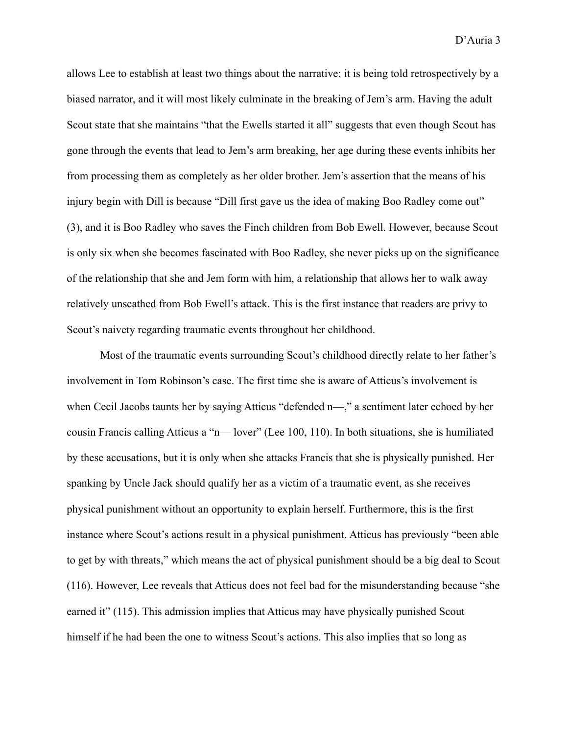allows Lee to establish at least two things about the narrative: it is being told retrospectively by a biased narrator, and it will most likely culminate in the breaking of Jem's arm. Having the adult Scout state that she maintains "that the Ewells started it all" suggests that even though Scout has gone through the events that lead to Jem's arm breaking, her age during these events inhibits her from processing them as completely as her older brother. Jem's assertion that the means of his injury begin with Dill is because "Dill first gave us the idea of making Boo Radley come out" (3), and it is Boo Radley who saves the Finch children from Bob Ewell. However, because Scout is only six when she becomes fascinated with Boo Radley, she never picks up on the significance of the relationship that she and Jem form with him, a relationship that allows her to walk away relatively unscathed from Bob Ewell's attack. This is the first instance that readers are privy to Scout's naivety regarding traumatic events throughout her childhood.

Most of the traumatic events surrounding Scout's childhood directly relate to her father's involvement in Tom Robinson's case. The first time she is aware of Atticus's involvement is when Cecil Jacobs taunts her by saying Atticus "defended n—," a sentiment later echoed by her cousin Francis calling Atticus a "n— lover" (Lee 100, 110). In both situations, she is humiliated by these accusations, but it is only when she attacks Francis that she is physically punished. Her spanking by Uncle Jack should qualify her as a victim of a traumatic event, as she receives physical punishment without an opportunity to explain herself. Furthermore, this is the first instance where Scout's actions result in a physical punishment. Atticus has previously "been able to get by with threats," which means the act of physical punishment should be a big deal to Scout (116). However, Lee reveals that Atticus does not feel bad for the misunderstanding because "she earned it" (115). This admission implies that Atticus may have physically punished Scout himself if he had been the one to witness Scout's actions. This also implies that so long as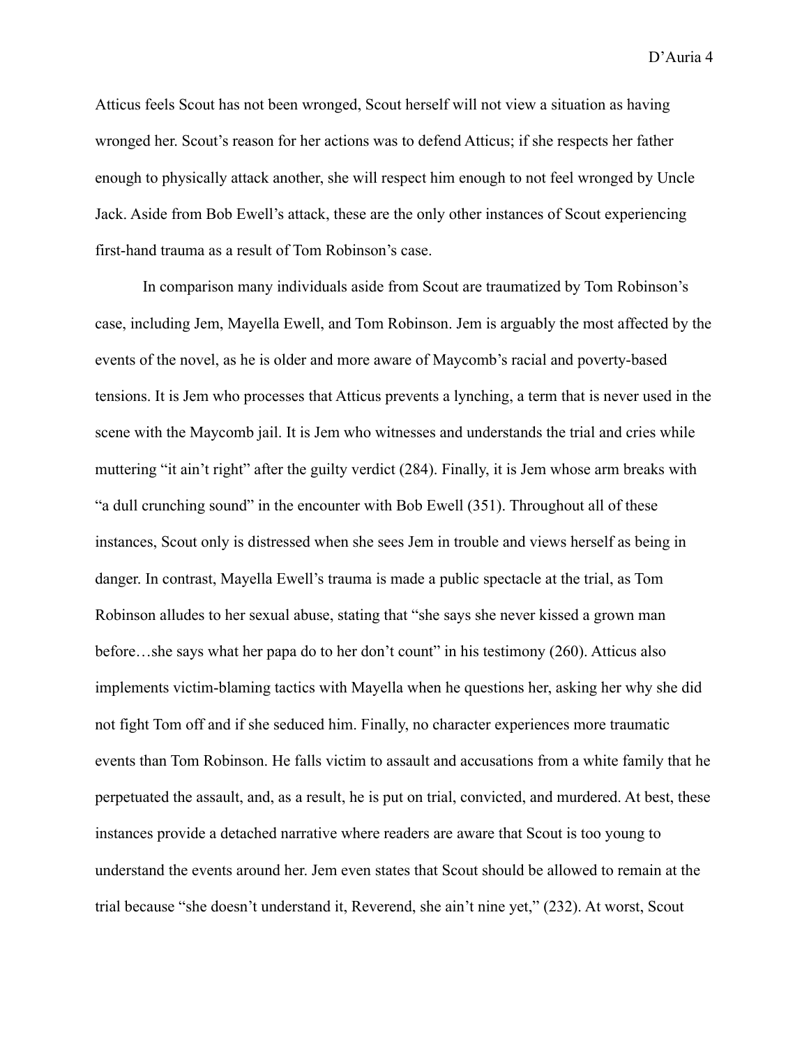Atticus feels Scout has not been wronged, Scout herself will not view a situation as having wronged her. Scout's reason for her actions was to defend Atticus; if she respects her father enough to physically attack another, she will respect him enough to not feel wronged by Uncle Jack. Aside from Bob Ewell's attack, these are the only other instances of Scout experiencing first-hand trauma as a result of Tom Robinson's case.

In comparison many individuals aside from Scout are traumatized by Tom Robinson's case, including Jem, Mayella Ewell, and Tom Robinson. Jem is arguably the most affected by the events of the novel, as he is older and more aware of Maycomb's racial and poverty-based tensions. It is Jem who processes that Atticus prevents a lynching, a term that is never used in the scene with the Maycomb jail. It is Jem who witnesses and understands the trial and cries while muttering "it ain't right" after the guilty verdict (284). Finally, it is Jem whose arm breaks with "a dull crunching sound" in the encounter with Bob Ewell (351). Throughout all of these instances, Scout only is distressed when she sees Jem in trouble and views herself as being in danger. In contrast, Mayella Ewell's trauma is made a public spectacle at the trial, as Tom Robinson alludes to her sexual abuse, stating that "she says she never kissed a grown man before…she says what her papa do to her don't count" in his testimony (260). Atticus also implements victim-blaming tactics with Mayella when he questions her, asking her why she did not fight Tom off and if she seduced him. Finally, no character experiences more traumatic events than Tom Robinson. He falls victim to assault and accusations from a white family that he perpetuated the assault, and, as a result, he is put on trial, convicted, and murdered. At best, these instances provide a detached narrative where readers are aware that Scout is too young to understand the events around her. Jem even states that Scout should be allowed to remain at the trial because "she doesn't understand it, Reverend, she ain't nine yet," (232). At worst, Scout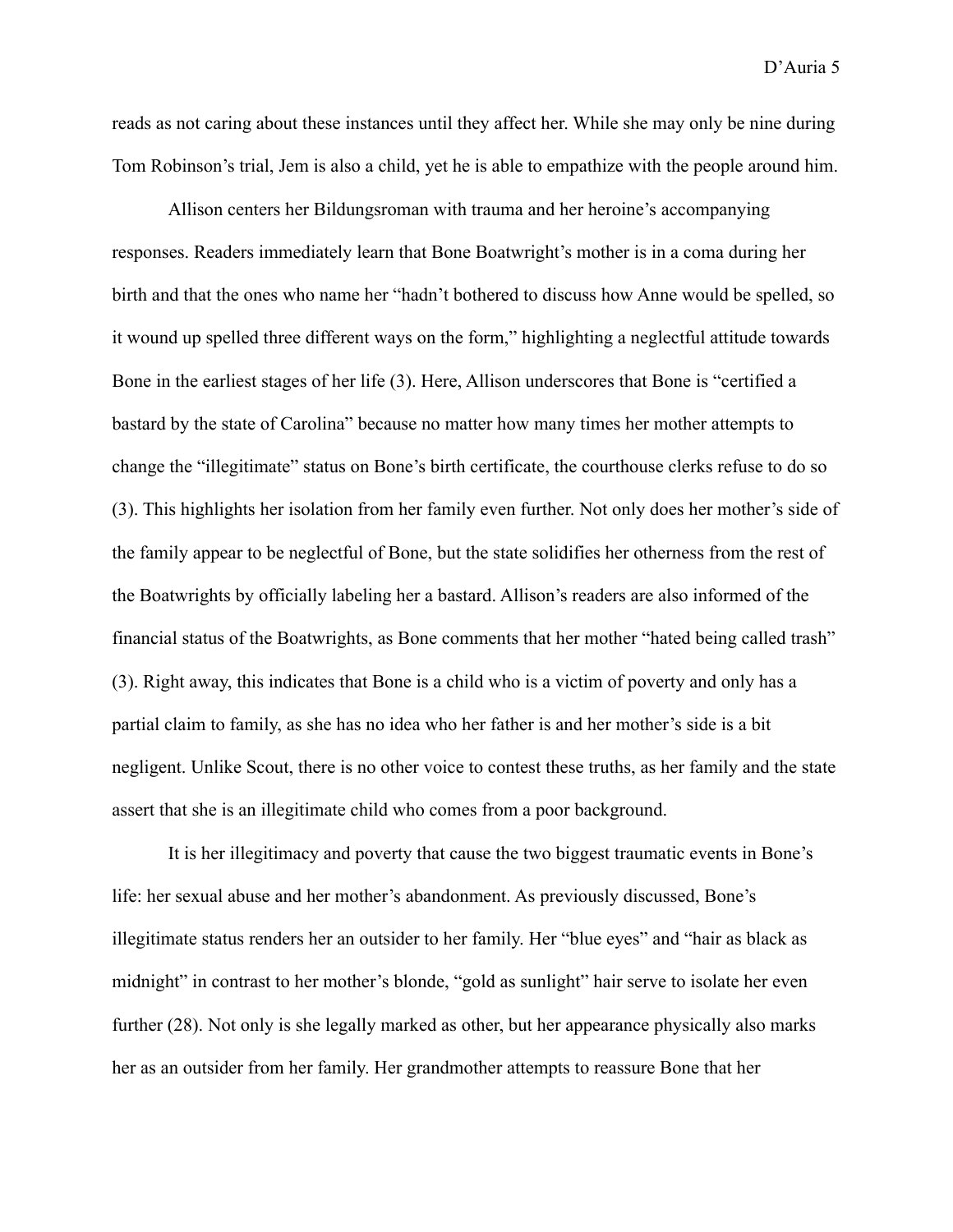reads as not caring about these instances until they affect her. While she may only be nine during Tom Robinson's trial, Jem is also a child, yet he is able to empathize with the people around him.

Allison centers her Bildungsroman with trauma and her heroine's accompanying responses. Readers immediately learn that Bone Boatwright's mother is in a coma during her birth and that the ones who name her "hadn't bothered to discuss how Anne would be spelled, so it wound up spelled three different ways on the form," highlighting a neglectful attitude towards Bone in the earliest stages of her life (3). Here, Allison underscores that Bone is "certified a bastard by the state of Carolina" because no matter how many times her mother attempts to change the "illegitimate" status on Bone's birth certificate, the courthouse clerks refuse to do so (3). This highlights her isolation from her family even further. Not only does her mother's side of the family appear to be neglectful of Bone, but the state solidifies her otherness from the rest of the Boatwrights by officially labeling her a bastard. Allison's readers are also informed of the financial status of the Boatwrights, as Bone comments that her mother "hated being called trash" (3). Right away, this indicates that Bone is a child who is a victim of poverty and only has a partial claim to family, as she has no idea who her father is and her mother's side is a bit negligent. Unlike Scout, there is no other voice to contest these truths, as her family and the state assert that she is an illegitimate child who comes from a poor background.

It is her illegitimacy and poverty that cause the two biggest traumatic events in Bone's life: her sexual abuse and her mother's abandonment. As previously discussed, Bone's illegitimate status renders her an outsider to her family. Her "blue eyes" and "hair as black as midnight" in contrast to her mother's blonde, "gold as sunlight" hair serve to isolate her even further (28). Not only is she legally marked as other, but her appearance physically also marks her as an outsider from her family. Her grandmother attempts to reassure Bone that her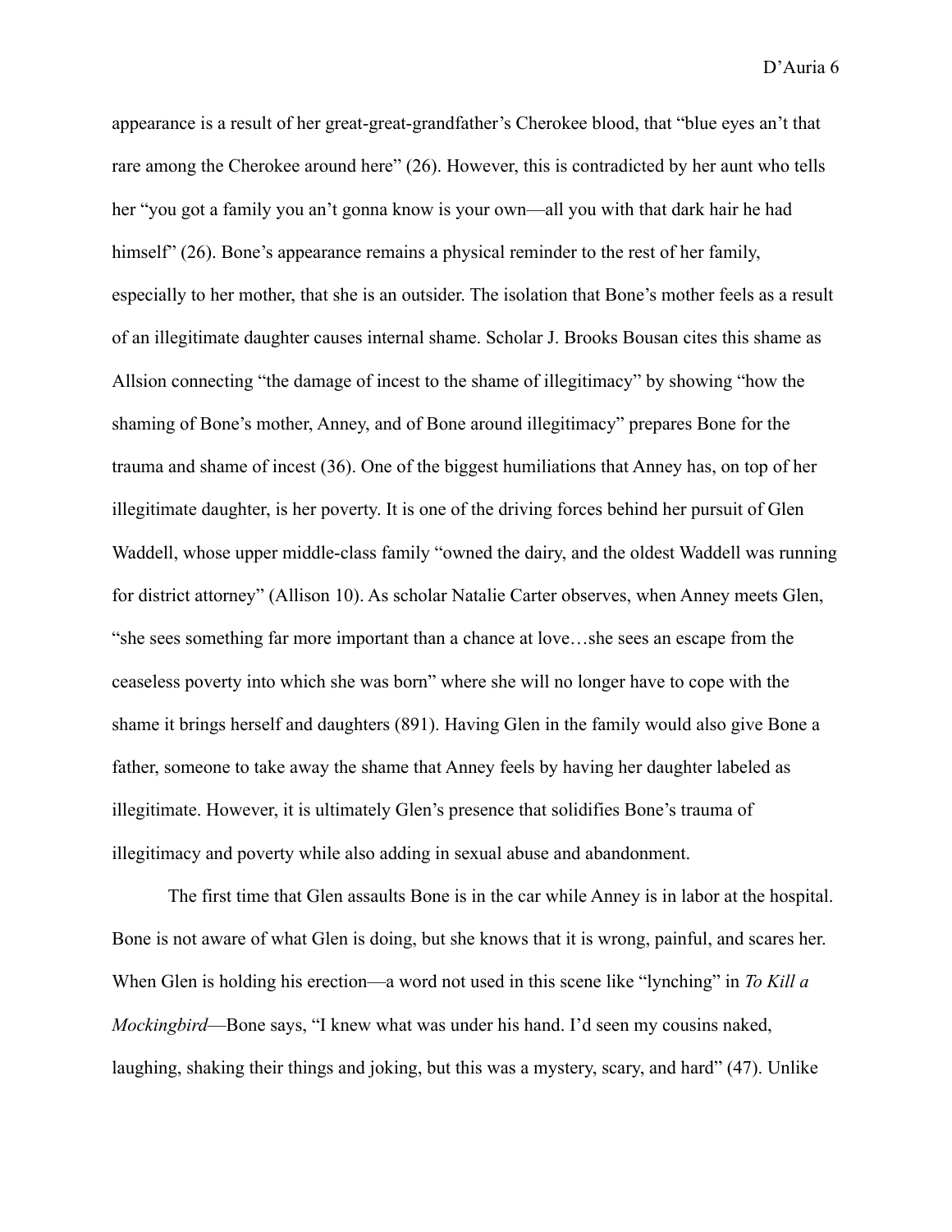appearance is a result of her great-great-grandfather's Cherokee blood, that "blue eyes an't that rare among the Cherokee around here" (26). However, this is contradicted by her aunt who tells her "you got a family you an't gonna know is your own—all you with that dark hair he had himself" (26). Bone's appearance remains a physical reminder to the rest of her family, especially to her mother, that she is an outsider. The isolation that Bone's mother feels as a result of an illegitimate daughter causes internal shame. Scholar J. Brooks Bousan cites this shame as Allsion connecting "the damage of incest to the shame of illegitimacy" by showing "how the shaming of Bone's mother, Anney, and of Bone around illegitimacy" prepares Bone for the trauma and shame of incest (36). One of the biggest humiliations that Anney has, on top of her illegitimate daughter, is her poverty. It is one of the driving forces behind her pursuit of Glen Waddell, whose upper middle-class family "owned the dairy, and the oldest Waddell was running for district attorney" (Allison 10). As scholar Natalie Carter observes, when Anney meets Glen, "she sees something far more important than a chance at love…she sees an escape from the ceaseless poverty into which she was born" where she will no longer have to cope with the shame it brings herself and daughters (891). Having Glen in the family would also give Bone a father, someone to take away the shame that Anney feels by having her daughter labeled as illegitimate. However, it is ultimately Glen's presence that solidifies Bone's trauma of illegitimacy and poverty while also adding in sexual abuse and abandonment.

The first time that Glen assaults Bone is in the car while Anney is in labor at the hospital. Bone is not aware of what Glen is doing, but she knows that it is wrong, painful, and scares her. When Glen is holding his erection—a word not used in this scene like "lynching" in *To Kill a Mockingbird*—Bone says, "I knew what was under his hand. I'd seen my cousins naked, laughing, shaking their things and joking, but this was a mystery, scary, and hard" (47). Unlike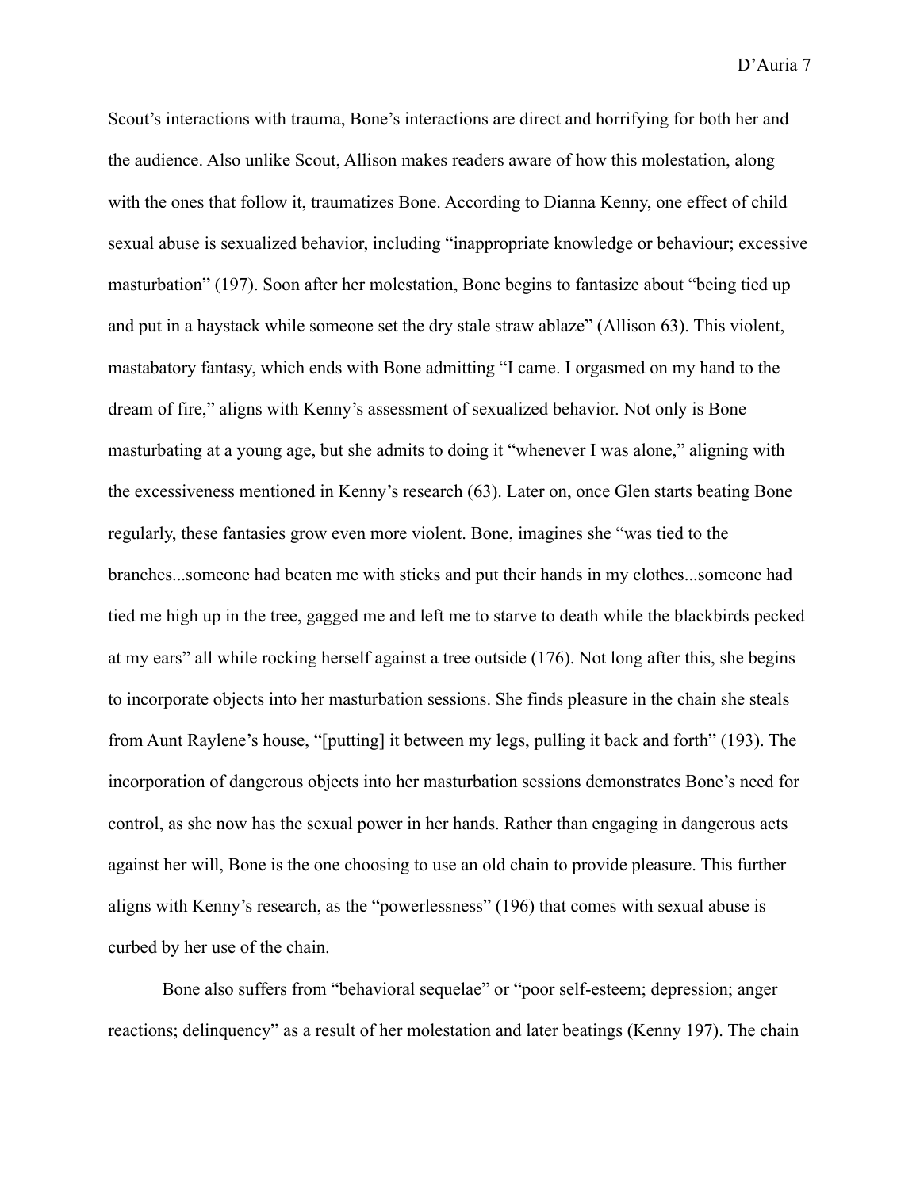Scout's interactions with trauma, Bone's interactions are direct and horrifying for both her and the audience. Also unlike Scout, Allison makes readers aware of how this molestation, along with the ones that follow it, traumatizes Bone. According to Dianna Kenny, one effect of child sexual abuse is sexualized behavior, including "inappropriate knowledge or behaviour; excessive masturbation" (197). Soon after her molestation, Bone begins to fantasize about "being tied up and put in a haystack while someone set the dry stale straw ablaze" (Allison 63). This violent, mastabatory fantasy, which ends with Bone admitting "I came. I orgasmed on my hand to the dream of fire," aligns with Kenny's assessment of sexualized behavior. Not only is Bone masturbating at a young age, but she admits to doing it "whenever I was alone," aligning with the excessiveness mentioned in Kenny's research (63). Later on, once Glen starts beating Bone regularly, these fantasies grow even more violent. Bone, imagines she "was tied to the branches...someone had beaten me with sticks and put their hands in my clothes...someone had tied me high up in the tree, gagged me and left me to starve to death while the blackbirds pecked at my ears" all while rocking herself against a tree outside (176). Not long after this, she begins to incorporate objects into her masturbation sessions. She finds pleasure in the chain she steals from Aunt Raylene's house, "[putting] it between my legs, pulling it back and forth" (193). The incorporation of dangerous objects into her masturbation sessions demonstrates Bone's need for control, as she now has the sexual power in her hands. Rather than engaging in dangerous acts against her will, Bone is the one choosing to use an old chain to provide pleasure. This further aligns with Kenny's research, as the "powerlessness" (196) that comes with sexual abuse is curbed by her use of the chain.

Bone also suffers from "behavioral sequelae" or "poor self-esteem; depression; anger reactions; delinquency" as a result of her molestation and later beatings (Kenny 197). The chain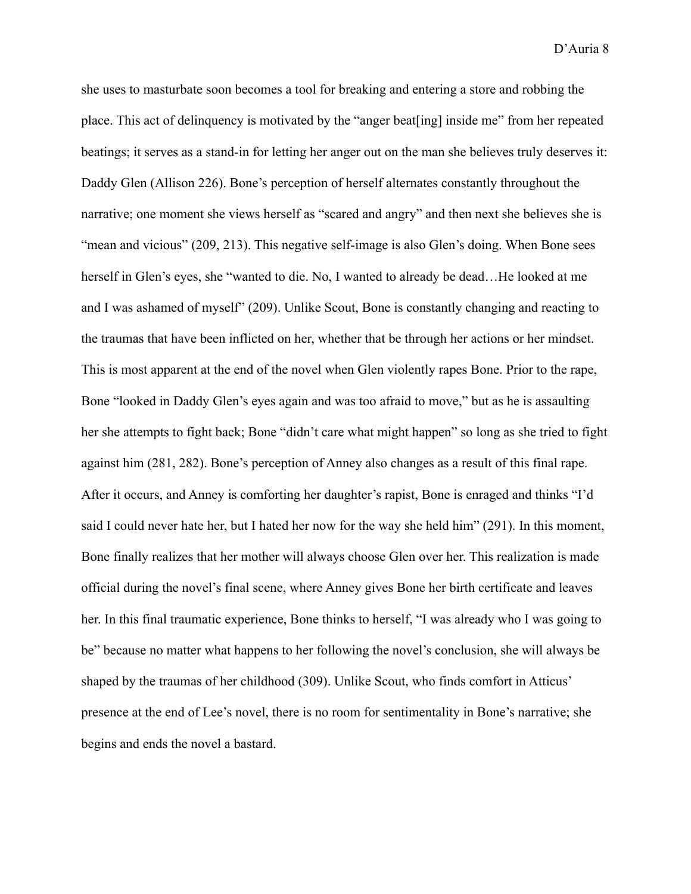she uses to masturbate soon becomes a tool for breaking and entering a store and robbing the place. This act of delinquency is motivated by the "anger beat[ing] inside me" from her repeated beatings; it serves as a stand-in for letting her anger out on the man she believes truly deserves it: Daddy Glen (Allison 226). Bone's perception of herself alternates constantly throughout the narrative; one moment she views herself as "scared and angry" and then next she believes she is "mean and vicious" (209, 213). This negative self-image is also Glen's doing. When Bone sees herself in Glen's eyes, she "wanted to die. No, I wanted to already be dead…He looked at me and I was ashamed of myself" (209). Unlike Scout, Bone is constantly changing and reacting to the traumas that have been inflicted on her, whether that be through her actions or her mindset. This is most apparent at the end of the novel when Glen violently rapes Bone. Prior to the rape, Bone "looked in Daddy Glen's eyes again and was too afraid to move," but as he is assaulting her she attempts to fight back; Bone "didn't care what might happen" so long as she tried to fight against him (281, 282). Bone's perception of Anney also changes as a result of this final rape. After it occurs, and Anney is comforting her daughter's rapist, Bone is enraged and thinks "I'd said I could never hate her, but I hated her now for the way she held him" (291). In this moment, Bone finally realizes that her mother will always choose Glen over her. This realization is made official during the novel's final scene, where Anney gives Bone her birth certificate and leaves her. In this final traumatic experience, Bone thinks to herself, "I was already who I was going to be" because no matter what happens to her following the novel's conclusion, she will always be shaped by the traumas of her childhood (309). Unlike Scout, who finds comfort in Atticus' presence at the end of Lee's novel, there is no room for sentimentality in Bone's narrative; she begins and ends the novel a bastard.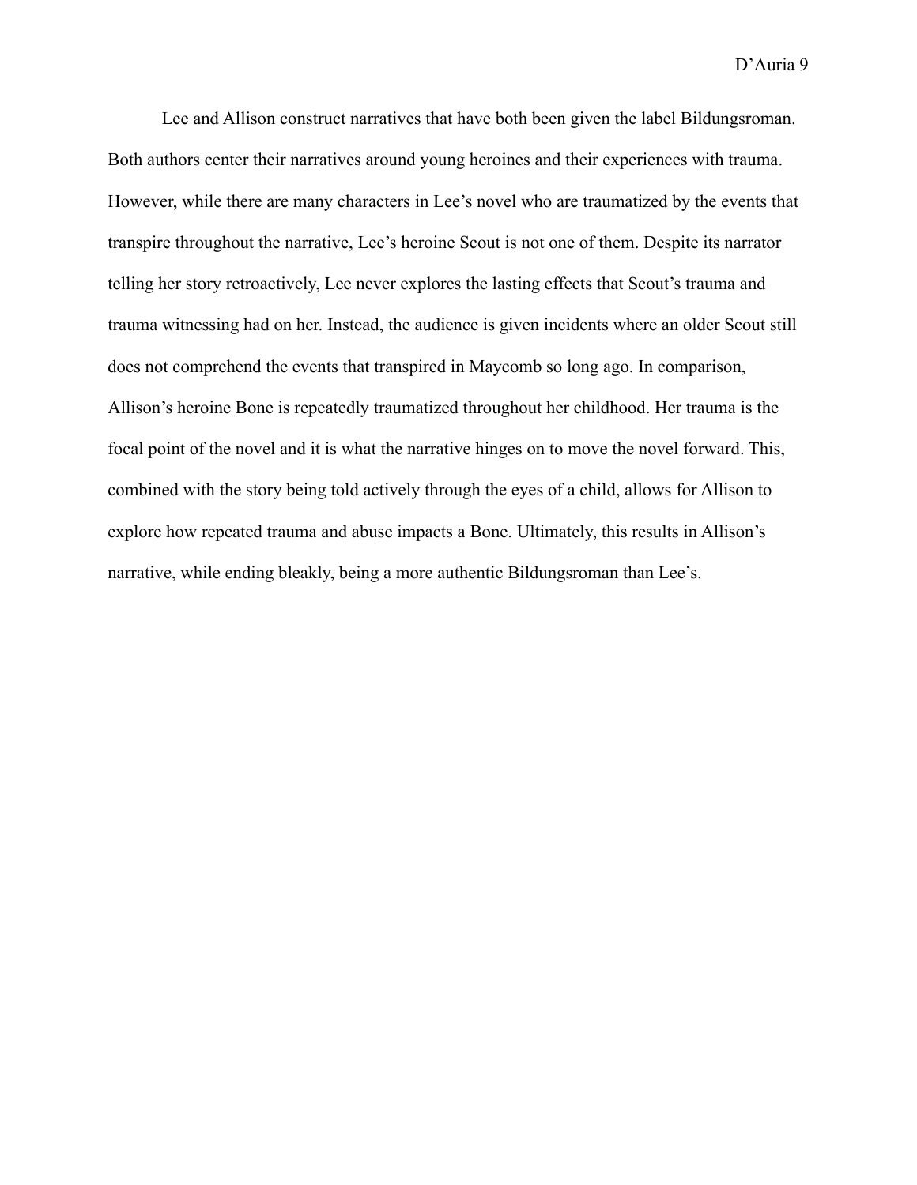Lee and Allison construct narratives that have both been given the label Bildungsroman. Both authors center their narratives around young heroines and their experiences with trauma. However, while there are many characters in Lee's novel who are traumatized by the events that transpire throughout the narrative, Lee's heroine Scout is not one of them. Despite its narrator telling her story retroactively, Lee never explores the lasting effects that Scout's trauma and trauma witnessing had on her. Instead, the audience is given incidents where an older Scout still does not comprehend the events that transpired in Maycomb so long ago. In comparison, Allison's heroine Bone is repeatedly traumatized throughout her childhood. Her trauma is the focal point of the novel and it is what the narrative hinges on to move the novel forward. This, combined with the story being told actively through the eyes of a child, allows for Allison to explore how repeated trauma and abuse impacts a Bone. Ultimately, this results in Allison's narrative, while ending bleakly, being a more authentic Bildungsroman than Lee's.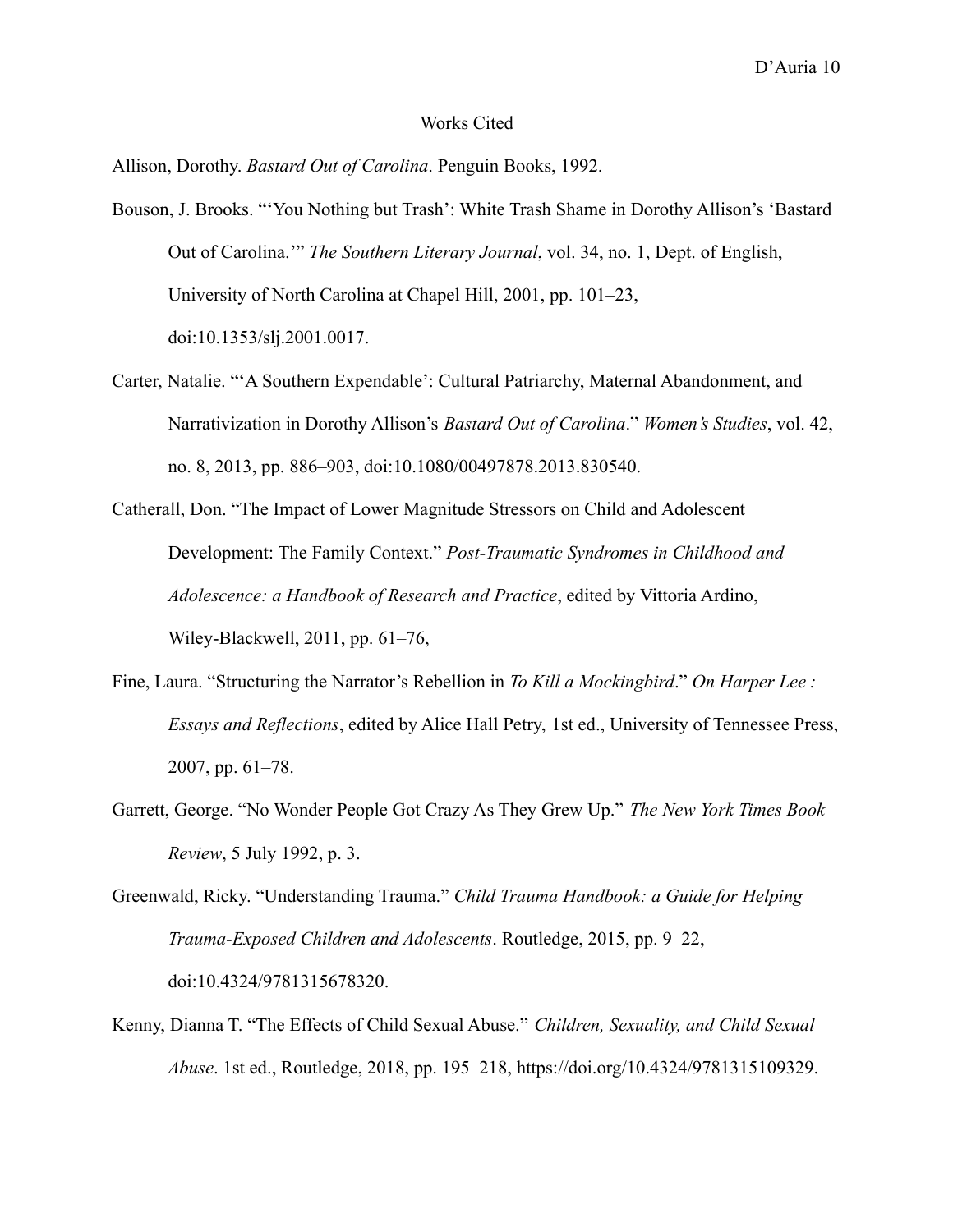# Works Cited

Allison, Dorothy. *Bastard Out of Carolina*. Penguin Books, 1992.

Bouson, J. Brooks. "'You Nothing but Trash': White Trash Shame in Dorothy Allison's 'Bastard Out of Carolina.'" *The Southern Literary Journal*, vol. 34, no. 1, Dept. of English, University of North Carolina at Chapel Hill, 2001, pp. 101–23, doi:10.1353/slj.2001.0017.

Carter, Natalie. "'A Southern Expendable': Cultural Patriarchy, Maternal Abandonment, and Narrativization in Dorothy Allison's *Bastard Out of Carolina*." *Women's Studies*, vol. 42, no. 8, 2013, pp. 886–903, doi:10.1080/00497878.2013.830540.

Catherall, Don. "The Impact of Lower Magnitude Stressors on Child and Adolescent Development: The Family Context." *Post-Traumatic Syndromes in Childhood and Adolescence: a Handbook of Research and Practice*, edited by Vittoria Ardino, Wiley-Blackwell, 2011, pp. 61–76,

Fine, Laura. "Structuring the Narrator's Rebellion in *To Kill a Mockingbird*." *On Harper Lee : Essays and Reflections*, edited by Alice Hall Petry, 1st ed., University of Tennessee Press, 2007, pp. 61–78.

Garrett, George. "No Wonder People Got Crazy As They Grew Up." *The New York Times Book Review*, 5 July 1992, p. 3.

Greenwald, Ricky. "Understanding Trauma." *Child Trauma Handbook: a Guide for Helping Trauma-Exposed Children and Adolescents*. Routledge, 2015, pp. 9–22, doi:10.4324/9781315678320.

Kenny, Dianna T. "The Effects of Child Sexual Abuse." *Children, Sexuality, and Child Sexual Abuse*. 1st ed., Routledge, 2018, pp. 195–218, https://doi.org/10.4324/9781315109329.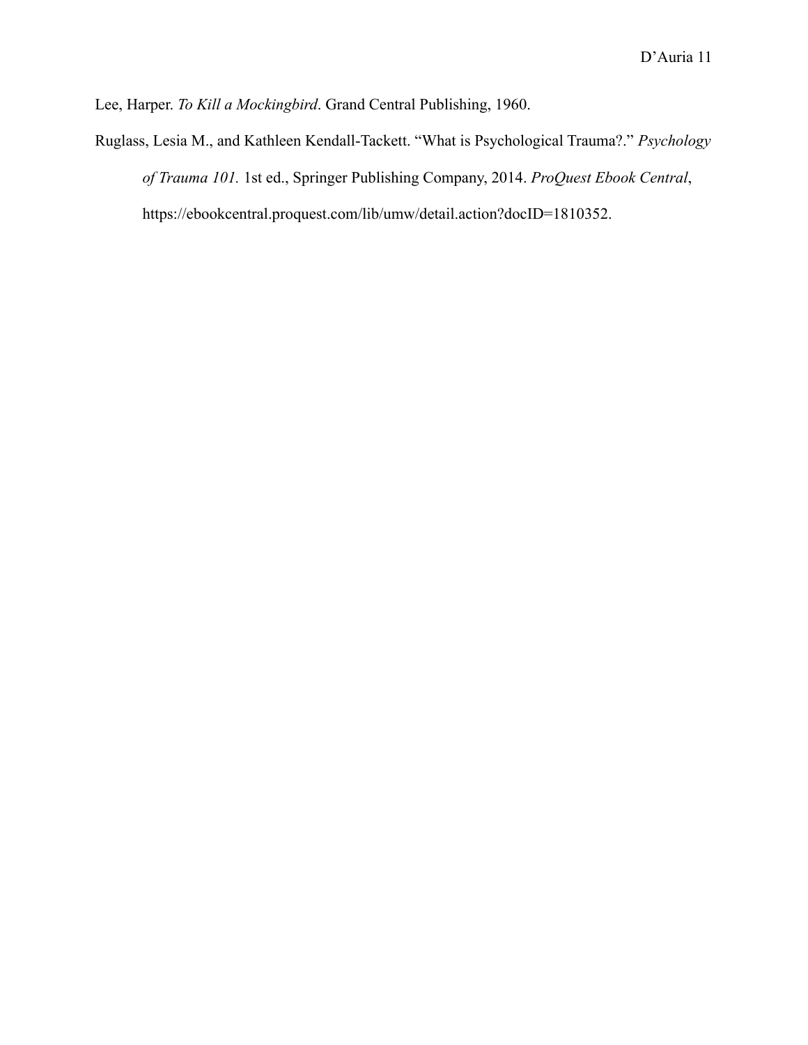Lee, Harper. *To Kill a Mockingbird*. Grand Central Publishing, 1960.

Ruglass, Lesia M., and Kathleen Kendall-Tackett. "What is Psychological Trauma?." *Psychology of Trauma 101.* 1st ed., Springer Publishing Company, 2014. *ProQuest Ebook Central*, https://ebookcentral.proquest.com/lib/umw/detail.action?docID=1810352.